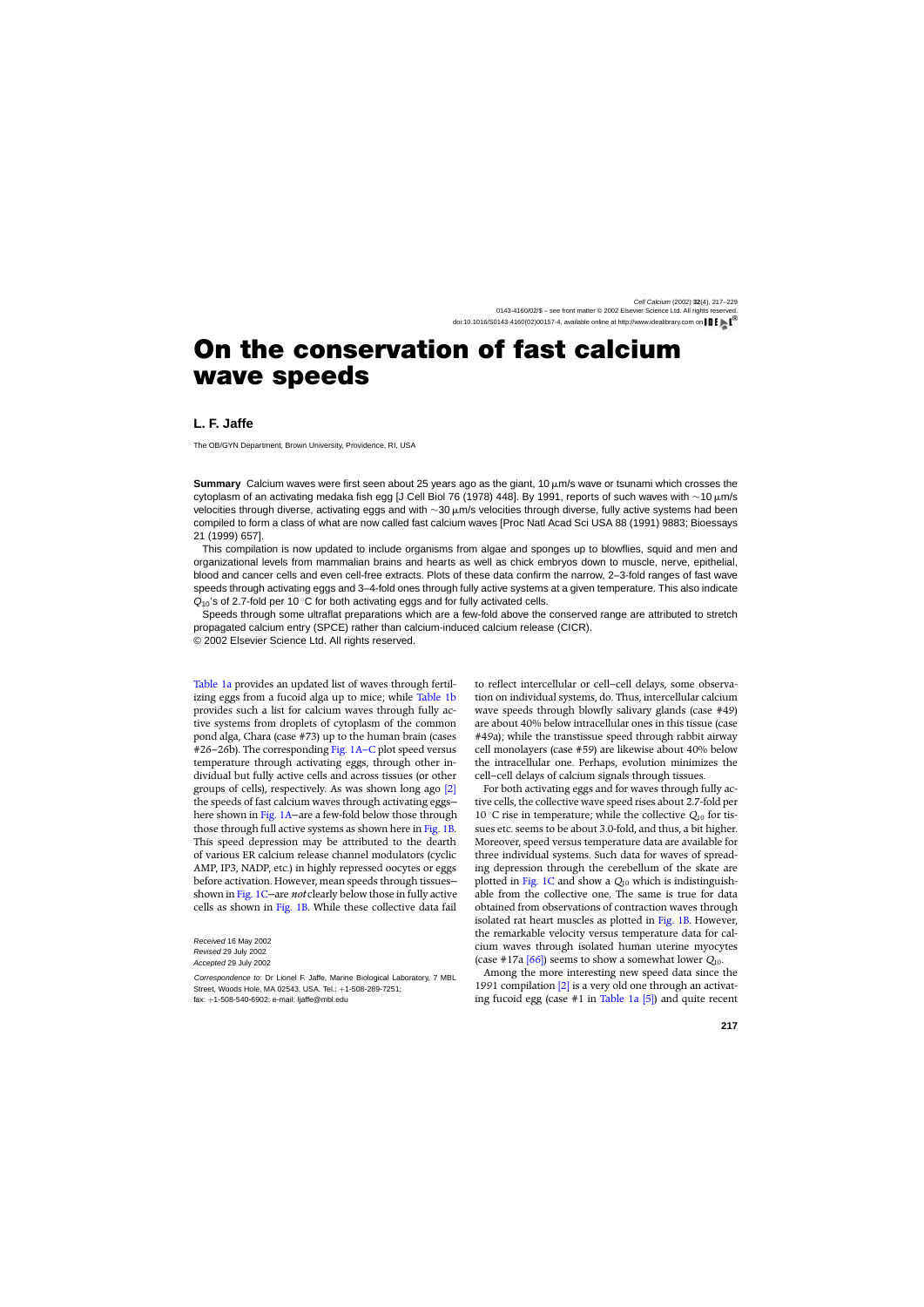# On the conservation of fast calcium wave speeds

## L. F. Jaffe

The OB/GYN Department, Brown University, Providence, RI, USA

**Summary** Calcium waves were first seen about 25 years ago as the giant, 10 μm/s wave or tsunami which crosses the cytoplasm of an activating medaka fish egg [J Cell Biol 76 (1978) 448]. By 1991, reports of such waves with ~10 μm/s velocities through diverse, activating eggs and with ~30 μm/s velocities through diverse, fully active systems had been compiled to form a class of what are now called fast calcium waves [Proc Natl Acad Sci USA 88 (1991) 9883; Bioessays 21 (1999) 657].

This compilation is now updated to include organisms from algae and sponges up to blowflies, squid and men and organizational levels from mammalian brains and hearts as well as chick embryos down to muscle, nerve, epithelial, blood and cancer cells and even cell-free extracts. Plots of these data confirm the narrow, 2–3-fold ranges of fast wave speeds through activating eggs and 3–4-fold ones through fully active systems at a given temperature. This also indicate $Q_{10}$'s of 2.7-fold per 10 °C for both activating eggs and for fully activated cells.

Speeds through some ultraflat preparations which are a few-fold above the conserved range are attributed to stretch propagated calcium entry (SPCE) rather than calcium-induced calcium release (CICR).

© 2002 Elsevier Science Ltd. All rights reserved.

Table 1a provides an updated list of waves through fertilizing eggs from a fucoid alga up to mice; while Table 1b provides such a list for calcium waves through fully active systems from droplets of cytoplasm of the common pond alga, Chara (case #73) up to the human brain (cases #26–26b). The corresponding Fig. 1A–C plot speed versus temperature through activating eggs, through other individual but fully active cells and across tissues (or other groups of cells), respectively. As was shown long ago [2] the speeds of fast calcium waves through activating eggs—here shown in Fig. 1A—are a few-fold below those through those through full active systems as shown here in Fig. 1B. This speed depression may be attributed to the dearth of various ER calcium release channel modulators (cyclic AMP, IP3, NADP, etc.) in highly repressed oocytes or eggs before activation. However, mean speeds through tissues—shown in Fig. 1C—are *not* clearly below those in fully active cells as shown in Fig. 1B. While these collective data fail to reflect intercellular or cell–cell delays, some observation on individual systems, do. Thus, intercellular calcium wave speeds through blowfly salivary glands (case #49) are about 40% below intracellular ones in this tissue (case #49a); while the transtissue speed through rabbit airway cell monolayers (case #59) are likewise about 40% below the intracellular one. Perhaps, evolution minimizes the cell–cell delays of calcium signals through tissues.

For both activating eggs and for waves through fully active cells, the collective wave speed rises about 2.7-fold per 10 °C rise in temperature; while the collective $Q_{10}$ for tissues etc. seems to be about 3.0-fold, and thus, a bit higher. Moreover, speed versus temperature data are available for three individual systems. Such data for waves of spreading depression through the cerebellum of the skate are plotted in Fig. 1C and show a $Q_{10}$ which is indistinguishable from the collective one. The same is true for data obtained from observations of contraction waves through isolated rat heart muscles as plotted in Fig. 1B. However, the remarkable velocity versus temperature data for calcium waves through isolated human uterine myocytes (case #17a [66]) seems to show a somewhat lower $Q_{10}$.

Among the more interesting new speed data since the 1991 compilation [2] is a very old one through an activating fucoid egg (case #1 in Table 1a [5]) and quite recent

*Received* 16 May 2002
*Revised* 29 July 2002
*Accepted* 29 July 2002

*Correspondence to:* Dr Lionel F. Jaffe, Marine Biological Laboratory, 7 MBL Street, Woods Hole, MA 02543, USA. Tel.: +1-508-289-7251; fax: +1-508-540-6902; e-mail: ljaffe@mbl.edu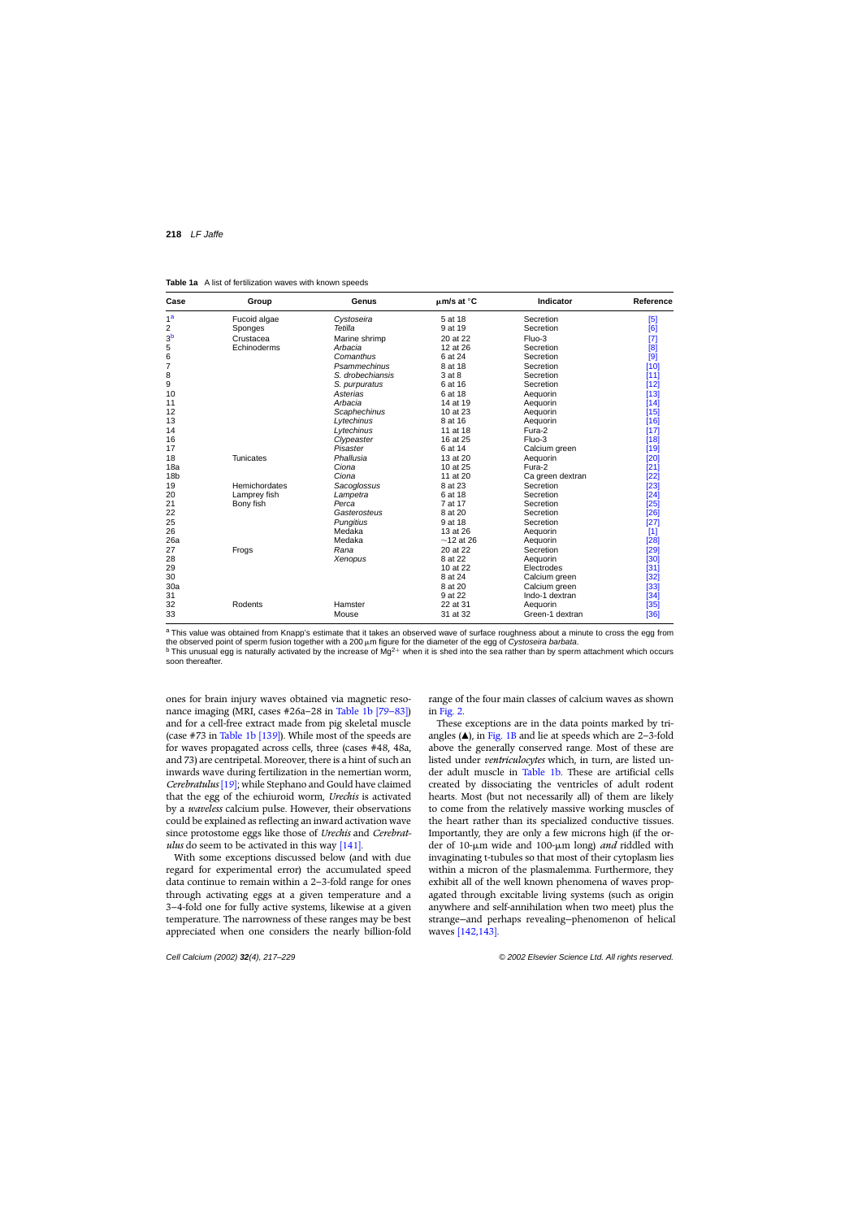**Table 1a** A list of fertilization waves with known speeds

| Case | Group | Genus | μm/s at °C | Indicator | Reference |
|---|---|---|---|---|---|
| 1[a] | Fucoid algae | *Cystoseira* | 5 at 18 | Secretion | [5] |
| 2 | Sponges | *Tetilla* | 9 at 19 | Secretion | [6] |
| 3[b] | Crustacea | Marine shrimp | 20 at 22 | Fluo-3 | [7] |
| 5 | Echinoderms | *Arbacia* | 12 at 26 | Secretion | [8] |
| 6 | | *Comanthus* | 6 at 24 | Secretion | [9] |
| 7 | | *Psammechinus* | 8 at 18 | Secretion | [10] |
| 8 | | *S. drobechiansis* | 3 at 8 | Secretion | [11] |
| 9 | | *S. purpuratus* | 6 at 16 | Secretion | [12] |
| 10 | | *Asterias* | 6 at 18 | Aequorin | [13] |
| 11 | | *Arbacia* | 14 at 19 | Aequorin | [14] |
| 12 | | *Scaphechinus* | 10 at 23 | Aequorin | [15] |
| 13 | | *Lytechinus* | 8 at 16 | Aequorin | [16] |
| 14 | | *Lytechinus* | 11 at 18 | Fura-2 | [17] |
| 16 | | *Clypeaster* | 16 at 25 | Fluo-3 | [18] |
| 17 | | *Pisaster* | 6 at 14 | Calcium green | [19] |
| 18 | Tunicates | *Phallusia* | 13 at 20 | Aequorin | [20] |
| 18a | | *Ciona* | 10 at 25 | Fura-2 | [21] |
| 18b | | *Ciona* | 11 at 20 | Ca green dextran | [22] |
| 19 | Hemichordates | *Sacoglossus* | 8 at 23 | Secretion | [23] |
| 20 | Lamprey fish | *Lampetra* | 6 at 18 | Secretion | [24] |
| 21 | Bony fish | *Perca* | 7 at 17 | Secretion | [25] |
| 22 | | *Gasterosteus* | 8 at 20 | Secretion | [26] |
| 25 | | *Pungitius* | 9 at 18 | Secretion | [27] |
| 26 | | Medaka | 13 at 26 | Aequorin | [1] |
| 26a | | Medaka | ~12 at 26 | Aequorin | [28] |
| 27 | Frogs | *Rana* | 20 at 22 | Secretion | [29] |
| 28 | | *Xenopus* | 8 at 22 | Aequorin | [30] |
| 29 | | | 10 at 22 | Electrodes | [31] |
| 30 | | | 8 at 24 | Calcium green | [32] |
| 30a | | | 8 at 20 | Calcium green | [33] |
| 31 | | | 9 at 22 | Indo-1 dextran | [34] |
| 32 | Rodents | Hamster | 22 at 31 | Aequorin | [35] |
| 33 | | Mouse | 31 at 32 | Green-1 dextran | [36] |

[a] This value was obtained from Knapp's estimate that it takes an observed wave of surface roughness about a minute to cross the egg from the observed point of sperm fusion together with a 200 μm figure for the diameter of the egg of *Cystoseira barbata*.
[b] This unusual egg is naturally activated by the increase of $Mg^{2+}$ when it is shed into the sea rather than by sperm attachment which occurs soon thereafter.

ones for brain injury waves obtained via magnetic resonance imaging (MRI, cases #26a–28 in Table 1b [79–83]) and for a cell-free extract made from pig skeletal muscle (case #73 in Table 1b [139]). While most of the speeds are for waves propagated across cells, three (cases #48, 48a, and 73) are centripetal. Moreover, there is a hint of such an inwards wave during fertilization in the nemertian worm, *Cerebratulus* [19]; while Stephano and Gould have claimed that the egg of the echiuroid worm, *Urechis* is activated by a *waveless* calcium pulse. However, their observations could be explained as reflecting an inward activation wave since protostome eggs like those of *Urechis* and *Cerebratulus* do seem to be activated in this way [141].

With some exceptions discussed below (and with due regard for experimental error) the accumulated speed data continue to remain within a 2–3-fold range for ones through activating eggs at a given temperature and a 3–4-fold one for fully active systems, likewise at a given temperature. The narrowness of these ranges may be best appreciated when one considers the nearly billion-fold range of the four main classes of calcium waves as shown in Fig. 2.

These exceptions are in the data points marked by triangles (▲), in Fig. 1B and lie at speeds which are 2–3-fold above the generally conserved range. Most of these are listed under *ventriculocytes* which, in turn, are listed under adult muscle in Table 1b. These are artificial cells created by dissociating the ventricles of adult rodent hearts. Most (but not necessarily all) of them are likely to come from the relatively massive working muscles of the heart rather than its specialized conductive tissues. Importantly, they are only a few microns high (if the order of 10-μm wide and 100-μm long) *and* riddled with invaginating t-tubules so that most of their cytoplasm lies within a micron of the plasmalemma. Furthermore, they exhibit all of the well known phenomena of waves propagated through excitable living systems (such as origin anywhere and self-annihilation when two meet) plus the strange—and perhaps revealing—phenomenon of helical waves [142,143].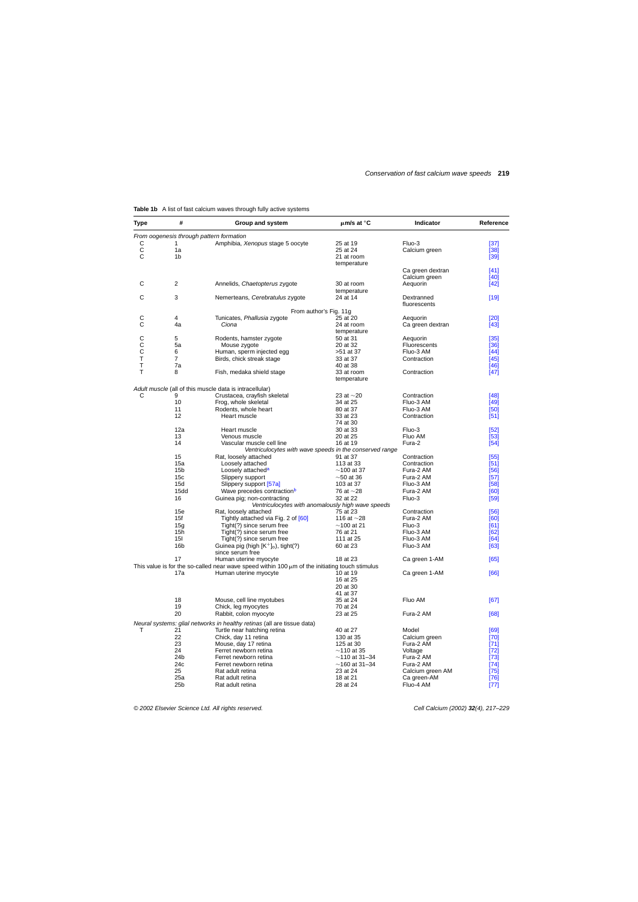**Table 1b** A list of fast calcium waves through fully active systems

| Type | # | Group and system | μm/s at °C | Indicator | Reference |
|---|---|---|---|---|---|
| *From oogenesis through pattern formation* | | | | | |
| C | 1 | Amphibia, *Xenopus* stage 5 oocyte | 25 at 19 | Fluo-3 | [37] |
| C | 1a | | 25 at 24 | Calcium green | [38] |
| C | 1b | | 21 at room temperature | | [39] |
| | | | | Ca green dextran | [41] |
| | | | | Calcium green | [40] |
| C | 2 | Annelids, *Chaetopterus* zygote | 30 at room temperature | Aequorin | [42] |
| C | 3 | Nemerteans, *Cerebratulus* zygote | 24 at 14 | Dextranned fluorescents | [19] |
| | | From author's Fig. 11g | | | |
| C | 4 | Tunicates, *Phallusia* zygote | 25 at 20 | Aequorin | [20] |
| C | 4a | *Ciona* | 24 at room temperature | Ca green dextran | [43] |
| C | 5 | Rodents, hamster zygote | 50 at 31 | Aequorin | [35] |
| C | 5a | Mouse zygote | 20 at 32 | Fluorescents | [36] |
| C | 6 | Human, sperm injected egg | >51 at 37 | Fluo-3 AM | [44] |
| T | 7 | Birds, chick streak stage | 33 at 37 | Contraction | [45] |
| T | 7a | | 40 at 38 | | [46] |
| T | 8 | Fish, medaka shield stage | 33 at room temperature | Contraction | [47] |
| *Adult muscle* (all of this muscle data is intracellular) | | | | | |
| C | 9 | Crustacea, crayfish skeletal | 23 at ∼20 | Contraction | [48] |
| | 10 | Frog, whole skeletal | 34 at 25 | Fluo-3 AM | [49] |
| | 11 | Rodents, whole heart | 80 at 37 | Fluo-3 AM | [50] |
| | 12 | Heart muscle | 33 at 23<br>74 at 30 | Contraction | [51] |
| | 12a | Heart muscle | 30 at 33 | Fluo-3 | [52] |
| | 13 | Venous muscle | 20 at 25 | Fluo AM | [53] |
| | 14 | Vascular muscle cell line | 16 at 19 | Fura-2 | [54] |
| | | *Ventriculocytes with wave speeds in the conserved range* | | | |
| | 15 | Rat, loosely attached | 91 at 37 | Contraction | [55] |
| | 15a | Loosely attached | 113 at 33 | Contraction | [51] |
| | 15b | Loosely attached[a] | ∼100 at 37 | Fura-2 AM | [56] |
| | 15c | Slippery support | ∼50 at 36 | Fura-2 AM | [57] |
| | 15d | Slippery support [57a] | 103 at 37 | Fluo-3 AM | [58] |
| | 15dd | Wave precedes contraction[b] | 76 at ∼28 | Fura-2 AM | [60] |
| | 16 | Guinea pig; non-contracting | 32 at 22 | Fluo-3 | [59] |
| | | *Ventriculocytes with anomalously high wave speeds* | | | |
| | 15e | Rat, loosely attached | 75 at 23 | Contraction | [56] |
| | 15f | Tightly attached via Fig. 2 of [60] | 116 at ∼28 | Fura-2 AM | [60] |
| | 15g | Tight(?) since serum free | ∼100 at 21 | Fluo-3 | [61] |
| | 15h | Tight(?) since serum free | 76 at 21 | Fluo-3 AM | [62] |
| | 15I | Tight(?) since serum free | 111 at 25 | Fluo-3 AM | [64] |
| | 16b | Guinea pig (high $[K^+]_o$), tight(?) since serum free | 60 at 23 | Fluo-3 AM | [63] |
| | 17 | Human uterine myocyte | 18 at 23 | Ca green 1-AM | [65] |
| This value is for the so-called near wave speed within 100 μm of the initiating touch stimulus | | | | | |
| | 17a | Human uterine myocyte | 10 at 19<br>16 at 25<br>20 at 30<br>41 at 37 | Ca green 1-AM | [66] |
| | 18 | Mouse, cell line myotubes | 35 at 24 | Fluo AM | [67] |
| | 19 | Chick, leg myocytes | 70 at 24 | | |
| | 20 | Rabbit, colon myocyte | 23 at 25 | Fura-2 AM | [68] |
| *Neural systems: glial networks in healthy retinas* (all are tissue data) | | | | | |
| T | 21 | Turtle near hatching retina | 40 at 27 | Model | [69] |
| | 22 | Chick, day 11 retina | 130 at 35 | Calcium green | [70] |
| | 23 | Mouse, day 17 retina | 125 at 30 | Fura-2 AM | [71] |
| | 24 | Ferret newborn retina | ∼110 at 35 | Voltage | [72] |
| | 24b | Ferret newborn retina | ∼110 at 31–34 | Fura-2 AM | [73] |
| | 24c | Ferret newborn retina | ∼160 at 31–34 | Fura-2 AM | [74] |
| | 25 | Rat adult retina | 23 at 24 | Calcium green AM | [75] |
| | 25a | Rat adult retina | 18 at 21 | Ca green-AM | [76] |
| | 25b | Rat adult retina | 28 at 24 | Fluo-4 AM | [77] |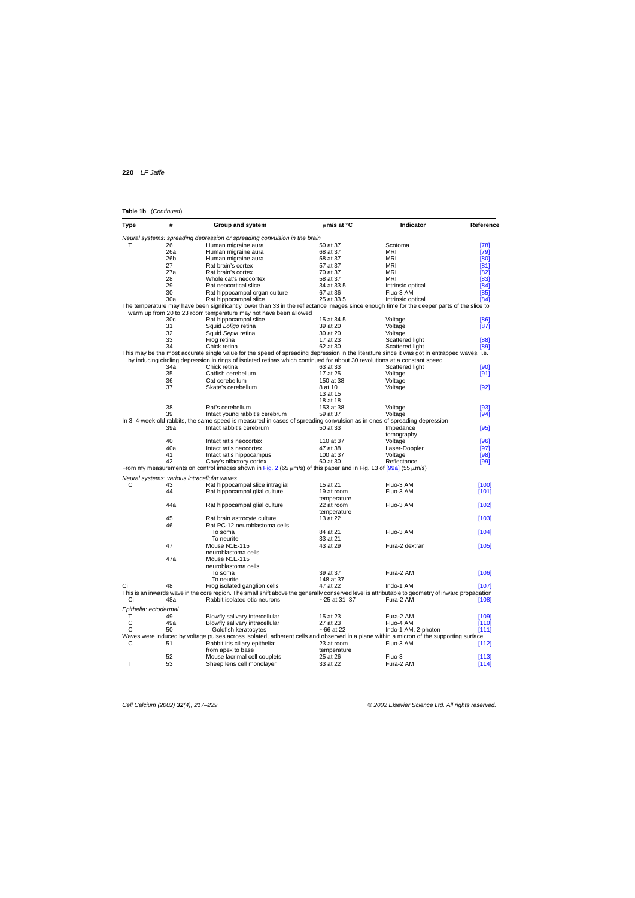**Table 1b** (*Continued*)

| Type | # | Group and system | μm/s at °C | Indicator | Reference |
|---|---|---|---|---|---|
| *Neural systems: spreading depression or spreading convulsion in the brain* | | | | | |
| T | 26 | Human migraine aura | 50 at 37 | Scotoma | [78] |
| | 26a | Human migraine aura | 68 at 37 | MRI | [79] |
| | 26b | Human migraine aura | 58 at 37 | MRI | [80] |
| | 27 | Rat brain's cortex | 57 at 37 | MRI | [81] |
| | 27a | Rat brain's cortex | 70 at 37 | MRI | [82] |
| | 28 | Whole cat's neocortex | 58 at 37 | MRI | [83] |
| | 29 | Rat neocortical slice | 34 at 33.5 | Intrinsic optical | [84] |
| | 30 | Rat hippocampal organ culture | 67 at 36 | Fluo-3 AM | [85] |
| | 30a | Rat hippocampal slice | 25 at 33.5 | Intrinsic optical | [84] |
| The temperature may have been significantly lower than 33 in the reflectance images since enough time for the deeper parts of the slice to warm up from 20 to 23 room temperature may not have been allowed | | | | | |
| | 30c | Rat hippocampal slice | 15 at 34.5 | Voltage | [86] |
| | 31 | Squid *Loligo* retina | 39 at 20 | Voltage | [87] |
| | 32 | Squid *Sepia* retina | 30 at 20 | Voltage | |
| | 33 | Frog retina | 17 at 23 | Scattered light | [88] |
| | 34 | Chick retina | 62 at 30 | Scattered light | [89] |
| This may be the most accurate single value for the speed of spreading depression in the literature since it was got in entrapped waves, i.e. by inducing circling depression in rings of isolated retinas which continued for about 30 revolutions at a constant speed | | | | | |
| | 34a | Chick retina | 63 at 33 | Scattered light | [90] |
| | 35 | Catfish cerebellum | 17 at 25 | Voltage | [91] |
| | 36 | Cat cerebellum | 150 at 38 | Voltage | |
| | 37 | Skate's cerebellum | 8 at 10<br>13 at 15<br>18 at 18 | Voltage | [92] |
| | 38 | Rat's cerebellum | 153 at 38 | Voltage | [93] |
| | 39 | Intact young rabbit's cerebrum | 59 at 37 | Voltage | [94] |
| In 3–4-week-old rabbits, the same speed is measured in cases of spreading convulsion as in ones of spreading depression | | | | | |
| | 39a | Intact rabbit's cerebrum | 50 at 33 | Impedance tomography | [95] |
| | 40 | Intact rat's neocortex | 110 at 37 | Voltage | [96] |
| | 40a | Intact rat's neocortex | 47 at 38 | Laser-Doppler | [97] |
| | 41 | Intact rat's hippocampus | 100 at 37 | Voltage | [98] |
| | 42 | Cavy's olfactory cortex | 60 at 30 | Reflectance | [99] |
| From my measurements on control images shown in Fig. 2 (65 μm/s) of this paper and in Fig. 13 of [99a] (55 μm/s) | | | | | |
| *Neural systems: various intracellular waves* | | | | | |
| C | 43 | Rat hippocampal slice intraglial | 15 at 21 | Fluo-3 AM | [100] |
| | 44 | Rat hippocampal glial culture | 19 at room temperature | Fluo-3 AM | [101] |
| | 44a | Rat hippocampal glial culture | 22 at room temperature | Fluo-3 AM | [102] |
| | 45 | Rat brain astrocyte culture | 13 at 22 | | [103] |
| | 46 | Rat PC-12 neuroblastoma cells | | | |
| | | To soma | 84 at 21 | Fluo-3 AM | [104] |
| | | To neurite | 33 at 21 | | |
| | 47 | Mouse N1E-115 neuroblastoma cells | 43 at 29 | Fura-2 dextran | [105] |
| | 47a | Mouse N1E-115 neuroblastoma cells | | | |
| | | To soma | 39 at 37 | Fura-2 AM | [106] |
| | | To neurite | 148 at 37 | | |
| Ci | 48 | Frog isolated ganglion cells | 47 at 22 | Indo-1 AM | [107] |
| This is an inwards wave in the core region. The small shift above the generally conserved level is attributable to geometry of inward propagation | | | | | |
| Ci | 48a | Rabbit isolated otic neurons | ~25 at 31–37 | Fura-2 AM | [108] |
| *Epithelia: ectodermal* | | | | | |
| T | 49 | Blowfly salivary intercellular | 15 at 23 | Fura-2 AM | [109] |
| C | 49a | Blowfly salivary intracellular | 27 at 23 | Fluo-4 AM | [110] |
| C | 50 | Goldfish keratocytes | ~66 at 22 | Indo-1 AM, 2-photon | [111] |
| Waves were induced by voltage pulses across isolated, adherent cells and observed in a plane within a micron of the supporting surface | | | | | |
| C | 51 | Rabbit iris ciliary epithelia: from apex to base | 23 at room temperature | Fluo-3 AM | [112] |
| | 52 | Mouse lacrimal cell couplets | 25 at 26 | Fluo-3 | [113] |
| T | 53 | Sheep lens cell monolayer | 33 at 22 | Fura-2 AM | [114] |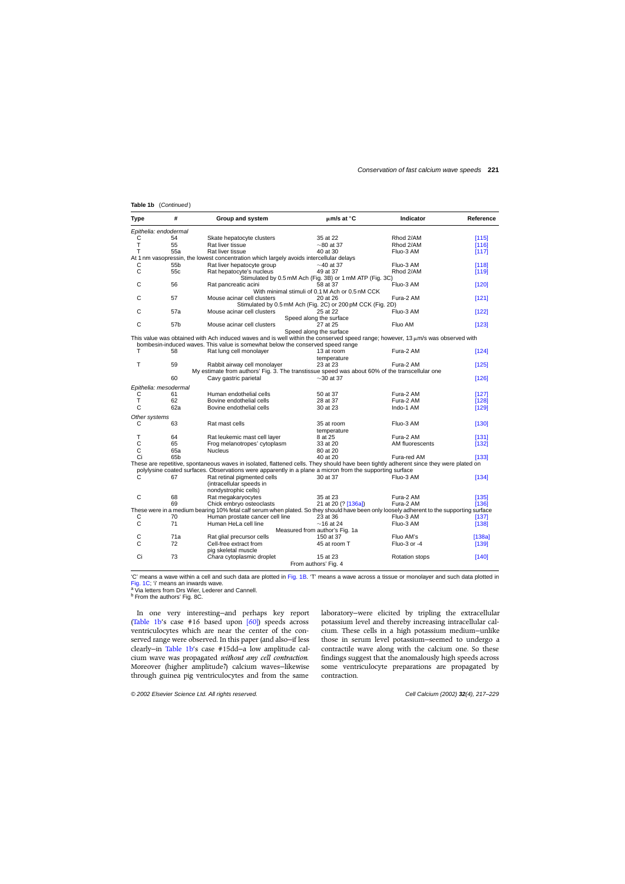**Table 1b** (*Continued*)

| Type | # | Group and system | μm/s at °C | Indicator | Reference |
|---|---|---|---|---|---|
| *Epithelia: endodermal* | | | | | |
| C | 54 | Skate hepatocyte clusters | 35 at 22 | Rhod 2/AM | [115] |
| T | 55 | Rat liver tissue | ~80 at 37 | Rhod 2/AM | [116] |
| T | 55a | Rat liver tissue | 40 at 30 | Fluo-3 AM | [117] |
| At 1 nm vasopressin, the lowest concentration which largely avoids intercellular delays | | | | | |
| C | 55b | Rat liver hepatocyte group | ~40 at 37 | Fluo-3 AM | [118] |
| C | 55c | Rat hepatocyte's nucleus | 49 at 37 | Rhod 2/AM | [119] |
| | | Stimulated by 0.5 mM Ach (Fig. 3B) or 1 mM ATP (Fig. 3C) | | | |
| C | 56 | Rat pancreatic acini | 58 at 37 | Fluo-3 AM | [120] |
| | | With minimal stimuli of 0.1 M Ach or 0.5 nM CCK | | | |
| C | 57 | Mouse acinar cell clusters | 20 at 26 | Fura-2 AM | [121] |
| | | Stimulated by 0.5 mM Ach (Fig. 2C) or 200 pM CCK (Fig. 2D) | | | |
| C | 57a | Mouse acinar cell clusters | 25 at 22 | Fluo-3 AM | [122] |
| | | | Speed along the surface | | |
| C | 57b | Mouse acinar cell clusters | 27 at 25 | Fluo AM | [123] |
| | | | Speed along the surface | | |
| This value was obtained with Ach induced waves and is well within the conserved speed range; however, 13 μm/s was observed with bombesin-induced waves. This value is somewhat below the conserved speed range | | | | | |
| T | 58 | Rat lung cell monolayer | 13 at room temperature | Fura-2 AM | [124] |
| T | 59 | Rabbit airway cell monolayer | 23 at 23 | Fura-2 AM | [125] |
| | | My estimate from authors' Fig. 3. The transtissue speed was about 60% of the transcellular one | | | |
| | 60 | Cavy gastric parietal | ~30 at 37 | | [126] |
| *Epithelia: mesodermal* | | | | | |
| C | 61 | Human endothelial cells | 50 at 37 | Fura-2 AM | [127] |
| T | 62 | Bovine endothelial cells | 28 at 37 | Fura-2 AM | [128] |
| C | 62a | Bovine endothelial cells | 30 at 23 | Indo-1 AM | [129] |
| *Other systems* | | | | | |
| C | 63 | Rat mast cells | 35 at room temperature | Fluo-3 AM | [130] |
| T | 64 | Rat leukemic mast cell layer | 8 at 25 | Fura-2 AM | [131] |
| C | 65 | Frog melanotropes' cytoplasm | 33 at 20 | AM fluorescents | [132] |
| C | 65a | Nucleus | 80 at 20 | | |
| Ci | 65b | | 40 at 20 | Fura-red AM | [133] |
| These are repetitive, spontaneous waves in isolated, flattened cells. They should have been tightly adherent since they were plated on polylysine coated surfaces. Observations were apparently in a plane a micron from the supporting surface | | | | | |
| C | 67 | Rat retinal pigmented cells (intracellular speeds in nondystrophic cells) | 30 at 37 | Fluo-3 AM | [134] |
| C | 68 | Rat megakaryocytes | 35 at 23 | Fura-2 AM | [135] |
| | 69 | Chick embryo osteoclasts | 21 at 20 (? [136a]) | Fura-2 AM | [136] |
| These were in a medium bearing 10% fetal calf serum when plated. So they should have been only loosely adherent to the supporting surface | | | | | |
| C | 70 | Human prostate cancer cell line | 23 at 36 | Fluo-3 AM | [137] |
| C | 71 | Human HeLa cell line | ~16 at 24 | Fluo-3 AM | [138] |
| | | | Measured from author's Fig. 1a | | |
| C | 71a | Rat glial precursor cells | 150 at 37 | Fluo AM's | [138a] |
| C | 72 | Cell-free extract from pig skeletal muscle | 45 at room T | Fluo-3 or -4 | [139] |
| Ci | 73 | *Chara* cytoplasmic droplet | 15 at 23 | Rotation stops | [140] |
| | | | From authors' Fig. 4 | | |

'C' means a wave within a cell and such data are plotted in Fig. 1B. 'T' means a wave across a tissue or monolayer and such data plotted in Fig. 1C; 'i' means an inwards wave.

[a] Via letters from Drs Wier, Lederer and Cannell.

[b] From the authors' Fig. 8C.

In one very interesting—and perhaps key report (Table 1b's case #16 based upon [60]) speeds across ventriculocytes which are near the center of the conserved range were observed. In this paper (and also—if less clearly—in Table 1b's case #15dd—a low amplitude calcium wave was propagated *without any cell contraction*. Moreover (higher amplitude?) calcium waves—likewise through guinea pig ventriculocytes and from the same laboratory—were elicited by tripling the extracellular potassium level and thereby increasing intracellular calcium. These cells in a high potassium medium—unlike those in serum level potassium—seemed to undergo a contractile wave along with the calcium one. So these findings suggest that the anomalously high speeds across some ventriculocyte preparations are propagated by contraction.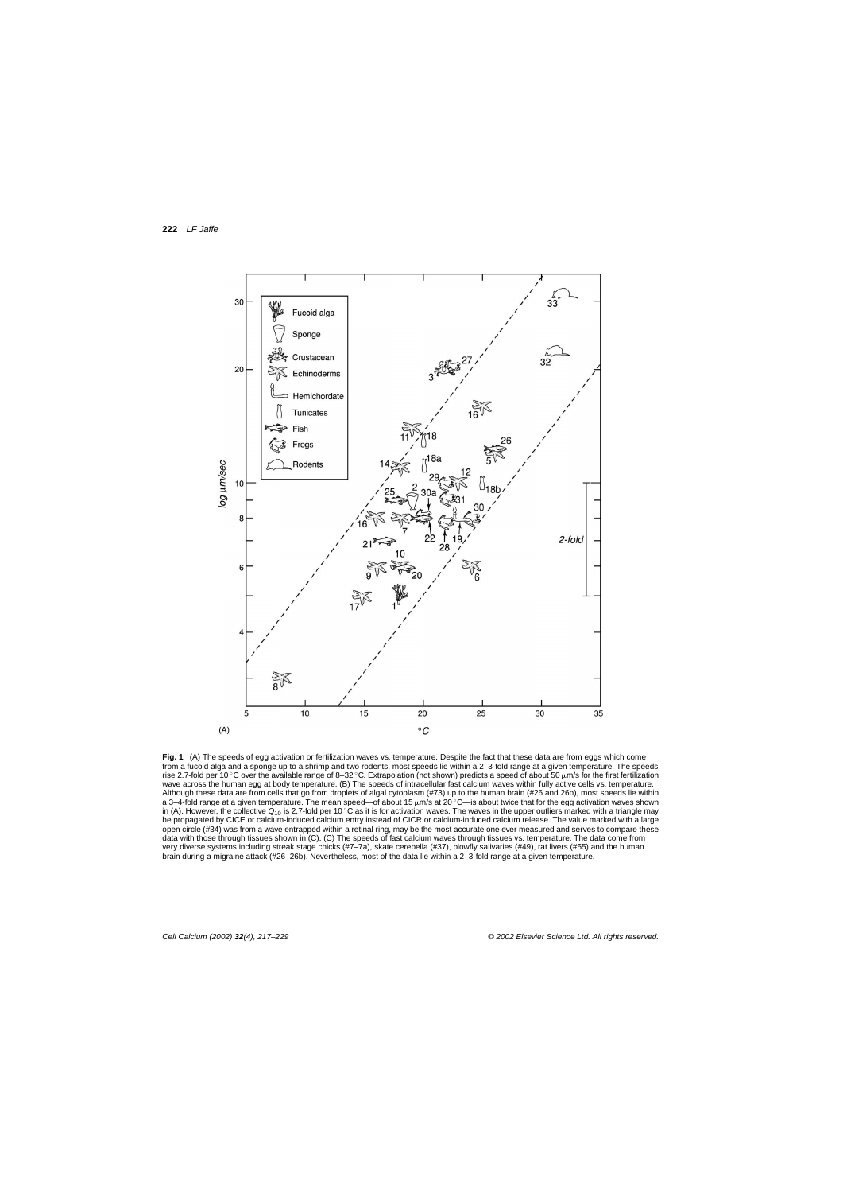**Fig. 1** (A) The speeds of egg activation or fertilization waves vs. temperature. Despite the fact that these data are from eggs which come from a fucoid alga and a sponge up to a shrimp and two rodents, most speeds lie within a 2–3-fold range at a given temperature. The speeds rise 2.7-fold per 10 °C over the available range of 8–32 °C. Extrapolation (not shown) predicts a speed of about 50 μm/s for the first fertilization wave across the human egg at body temperature. (B) The speeds of intracellular fast calcium waves within fully active cells vs. temperature. Although these data are from cells that go from droplets of algal cytoplasm (#73) up to the human brain (#26 and 26b), most speeds lie within a 3–4-fold range at a given temperature. The mean speed—of about 15 μm/s at 20 °C—is about twice that for the egg activation waves shown in (A). However, the collective $Q_{10}$ is 2.7-fold per 10 °C as it is for activation waves. The waves in the upper outliers marked with a triangle may be propagated by CICE or calcium-induced calcium entry instead of CICR or calcium-induced calcium release. The value marked with a large open circle (#34) was from a wave entrapped within a retinal ring, may be the most accurate one ever measured and serves to compare these data with those through tissues shown in (C). (C) The speeds of fast calcium waves through tissues vs. temperature. The data come from very diverse systems including streak stage chicks (#7–7a), skate cerebella (#37), blowfly salivaries (#49), rat livers (#55) and the human brain during a migraine attack (#26–26b). Nevertheless, most of the data lie within a 2–3-fold range at a given temperature.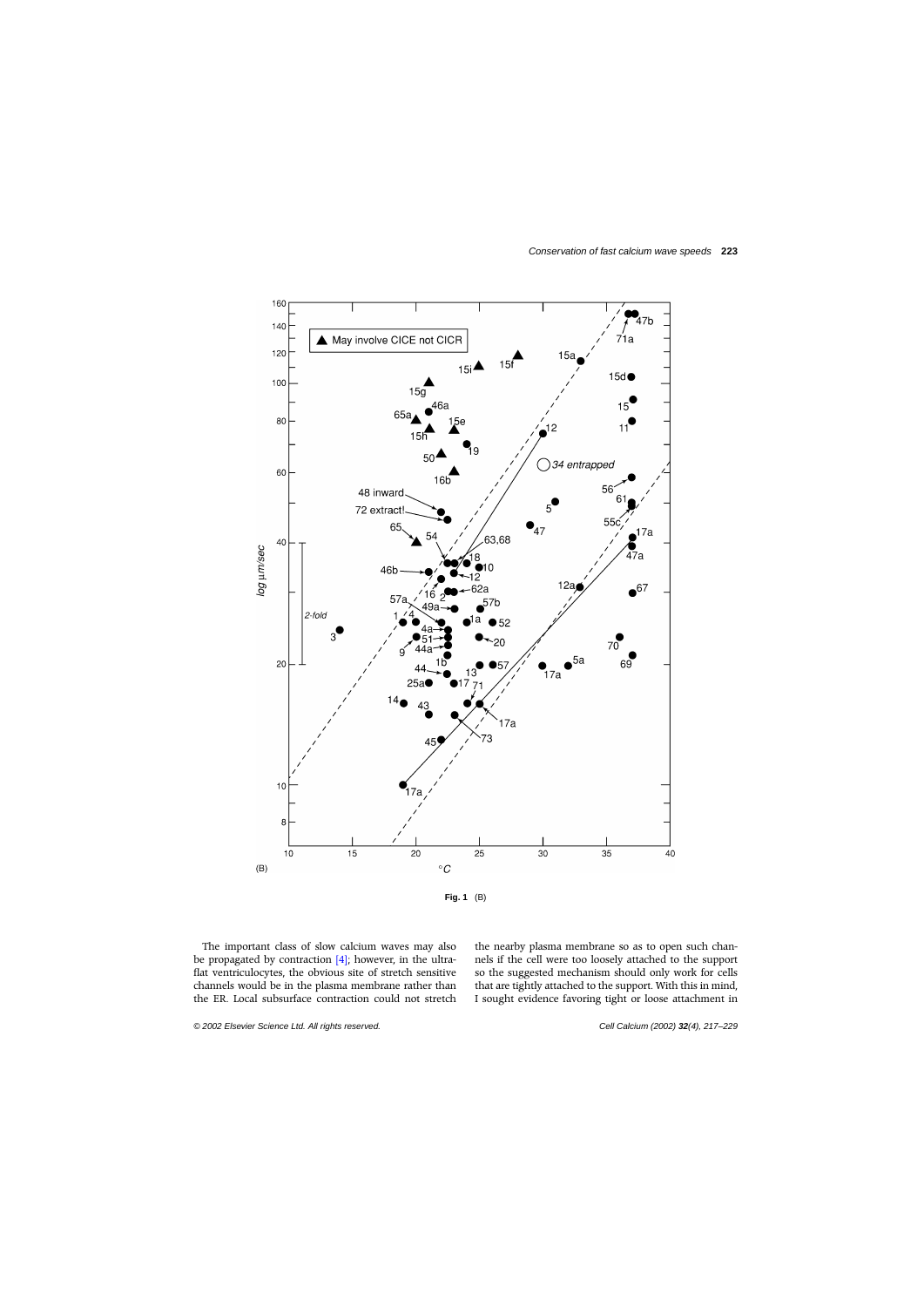Fig. 1 (B)

The important class of slow calcium waves may also be propagated by contraction [4]; however, in the ultraflat ventriculocytes, the obvious site of stretch sensitive channels would be in the plasma membrane rather than the ER. Local subsurface contraction could not stretch the nearby plasma membrane so as to open such channels if the cell were too loosely attached to the support so the suggested mechanism should only work for cells that are tightly attached to the support. With this in mind, I sought evidence favoring tight or loose attachment in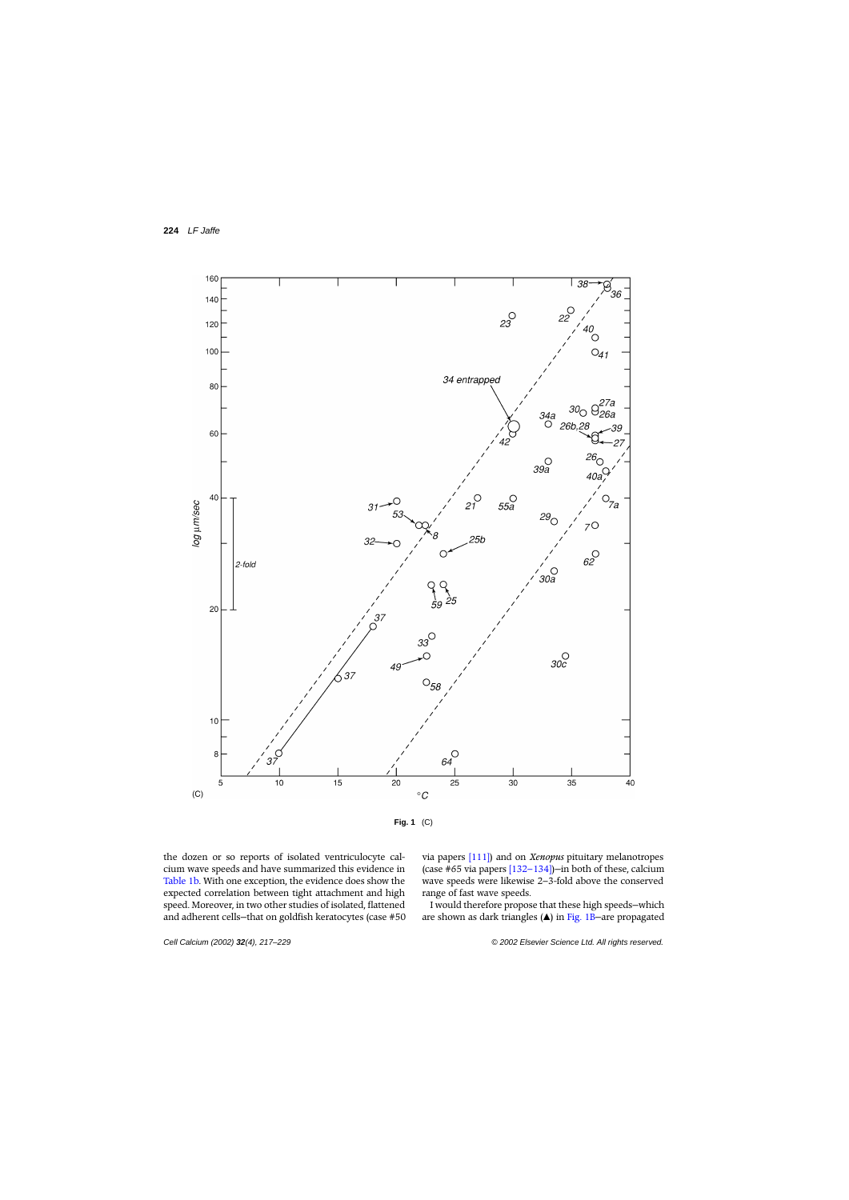Fig. 1 (C)

the dozen or so reports of isolated ventriculocyte calcium wave speeds and have summarized this evidence in Table 1b. With one exception, the evidence does show the expected correlation between tight attachment and high speed. Moreover, in two other studies of isolated, flattened and adherent cells–that on goldfish keratocytes (case #50 via papers [111]) and on *Xenopus* pituitary melanotropes (case #65 via papers [132–134])–in both of these, calcium wave speeds were likewise 2–3-fold above the conserved range of fast wave speeds.

I would therefore propose that these high speeds–which are shown as dark triangles (▲) in Fig. 1B–are propagated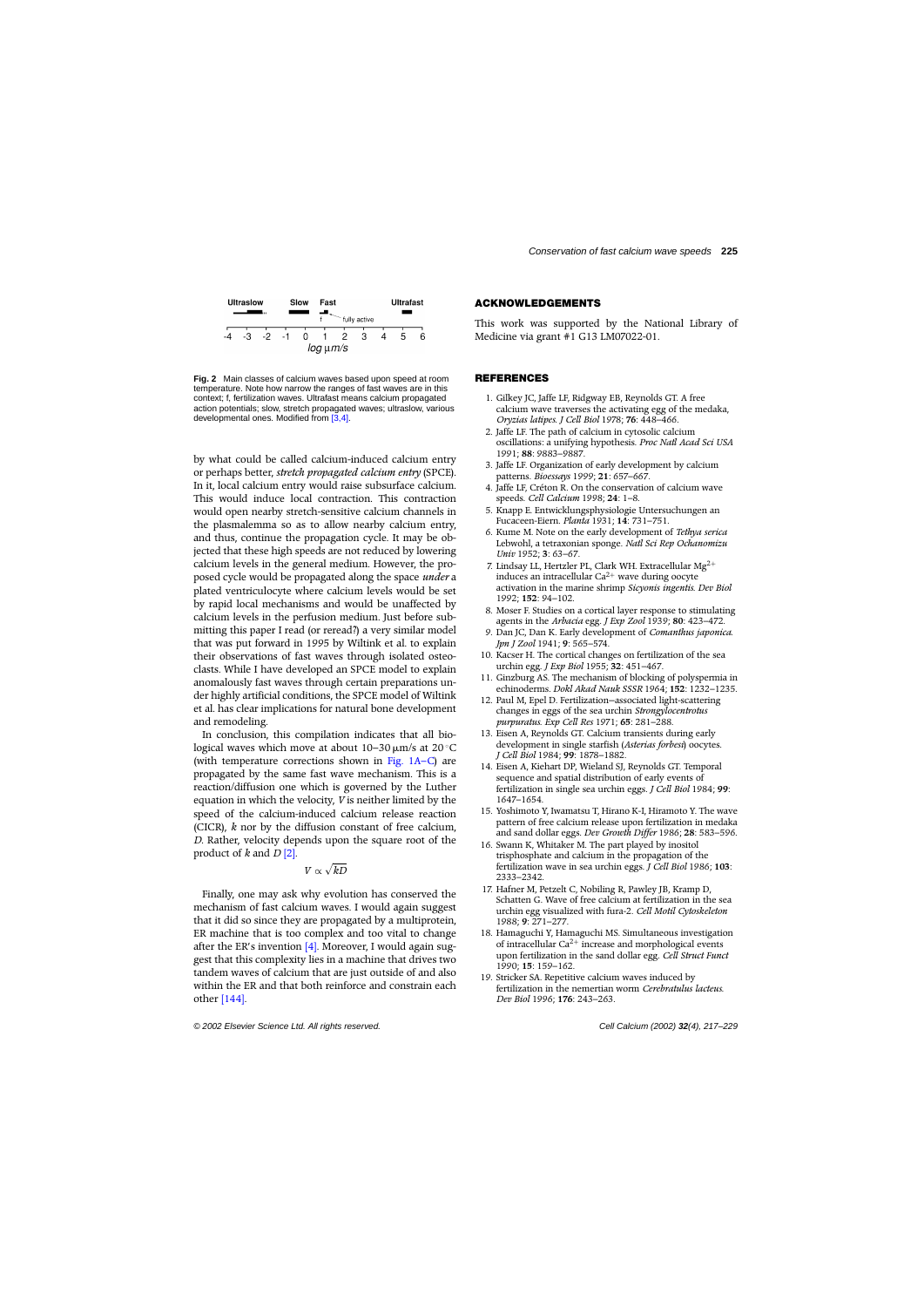Ultraslow Slow Fast Ultrafast

fully active

-4 -3 -2 -1 0 1 2 3 4 5 6

log μm/s

**Fig. 2** Main classes of calcium waves based upon speed at room temperature. Note how narrow the ranges of fast waves are in this context; f, fertilization waves. Ultrafast means calcium propagated action potentials; slow, stretch propagated waves; ultraslow, various developmental ones. Modified from [3,4].

by what could be called calcium-induced calcium entry or perhaps better, *stretch propagated calcium entry* (SPCE). In it, local calcium entry would raise subsurface calcium. This would induce local contraction. This contraction would open nearby stretch-sensitive calcium channels in the plasmalemma so as to allow nearby calcium entry, and thus, continue the propagation cycle. It may be objected that these high speeds are not reduced by lowering calcium levels in the general medium. However, the proposed cycle would be propagated along the space *under* a plated ventriculocyte where calcium levels would be set by rapid local mechanisms and would be unaffected by calcium levels in the perfusion medium. Just before submitting this paper I read (or reread?) a very similar model that was put forward in 1995 by Wiltink et al. to explain their observations of fast waves through isolated osteoclasts. While I have developed an SPCE model to explain anomalously fast waves through certain preparations under highly artificial conditions, the SPCE model of Wiltink et al. has clear implications for natural bone development and remodeling.

In conclusion, this compilation indicates that all biological waves which move at about 10–30 μm/s at 20 °C (with temperature corrections shown in Fig. 1A–C) are propagated by the same fast wave mechanism. This is a reaction/diffusion one which is governed by the Luther equation in which the velocity, *V* is neither limited by the speed of the calcium-induced calcium release reaction (CICR), *k* nor by the diffusion constant of free calcium, *D*. Rather, velocity depends upon the square root of the product of *k* and *D* [2].

$$V \propto \sqrt{kD}$$

Finally, one may ask why evolution has conserved the mechanism of fast calcium waves. I would again suggest that it did so since they are propagated by a multiprotein, ER machine that is too complex and too vital to change after the ER's invention [4]. Moreover, I would again suggest that this complexity lies in a machine that drives two tandem waves of calcium that are just outside of and also within the ER and that both reinforce and constrain each other [144].

## ACKNOWLEDGEMENTS

This work was supported by the National Library of Medicine via grant #1 G13 LM07022-01.

## REFERENCES

1. Gilkey JC, Jaffe LF, Ridgway EB, Reynolds GT. A free calcium wave traverses the activating egg of the medaka, *Oryzias latipes*. *J Cell Biol* 1978; **76**: 448–466.
2. Jaffe LF. The path of calcium in cytosolic calcium oscillations: a unifying hypothesis. *Proc Natl Acad Sci USA* 1991; **88**: 9883–9887.
3. Jaffe LF. Organization of early development by calcium patterns. *Bioessays* 1999; **21**: 657–667.
4. Jaffe LF, Créton R. On the conservation of calcium wave speeds. *Cell Calcium* 1998; **24**: 1–8.
5. Knapp E. Entwicklungsphysiologie Untersuchungen an Fucaceen-Eiern. *Planta* 1931; **14**: 731–751.
6. Kume M. Note on the early development of *Tethya serica* Lebwohl, a tetraxonian sponge. *Natl Sci Rep Ochanomizu Univ* 1952; **3**: 63–67.
7. Lindsay LL, Hertzler PL, Clark WH. Extracellular $Mg^{2+}$ induces an intracellular $Ca^{2+}$ wave during oocyte activation in the marine shrimp *Sicyonis ingentis*. *Dev Biol* 1992; **152**: 94–102.
8. Moser F. Studies on a cortical layer response to stimulating agents in the *Arbacia* egg. *J Exp Zool* 1939; **80**: 423–472.
9. Dan JC, Dan K. Early development of *Comanthus japonica*. *Jpn J Zool* 1941; **9**: 565–574.
10. Kacser H. The cortical changes on fertilization of the sea urchin egg. *J Exp Biol* 1955; **32**: 451–467.
11. Ginzburg AS. The mechanism of blocking of polyspermia in echinoderms. *Dokl Akad Nauk SSSR* 1964; **152**: 1232–1235.
12. Paul M, Epel D. Fertilization–associated light-scattering changes in eggs of the sea urchin *Strongylocentrotus purpuratus*. *Exp Cell Res* 1971; **65**: 281–288.
13. Eisen A, Reynolds GT. Calcium transients during early development in single starfish (*Asterias forbesi*) oocytes. *J Cell Biol* 1984; **99**: 1878–1882.
14. Eisen A, Kiehart DP, Wieland SJ, Reynolds GT. Temporal sequence and spatial distribution of early events of fertilization in single sea urchin eggs. *J Cell Biol* 1984; **99**: 1647–1654.
15. Yoshimoto Y, Iwamatsu T, Hirano K-I, Hiramoto Y. The wave pattern of free calcium release upon fertilization in medaka and sand dollar eggs. *Dev Growth Differ* 1986; **28**: 583–596.
16. Swann K, Whitaker M. The part played by inositol trisphosphate and calcium in the propagation of the fertilization wave in sea urchin eggs. *J Cell Biol* 1986; **103**: 2333–2342.
17. Hafner M, Petzelt C, Nobiling R, Pawley JB, Kramp D, Schatten G. Wave of free calcium at fertilization in the sea urchin egg visualized with fura-2. *Cell Motil Cytoskeleton* 1988; **9**: 271–277.
18. Hamaguchi Y, Hamaguchi MS. Simultaneous investigation of intracellular $Ca^{2+}$ increase and morphological events upon fertilization in the sand dollar egg. *Cell Struct Funct* 1990; **15**: 159–162.
19. Stricker SA. Repetitive calcium waves induced by fertilization in the nemertian worm *Cerebratulus lacteus*. *Dev Biol* 1996; **176**: 243–263.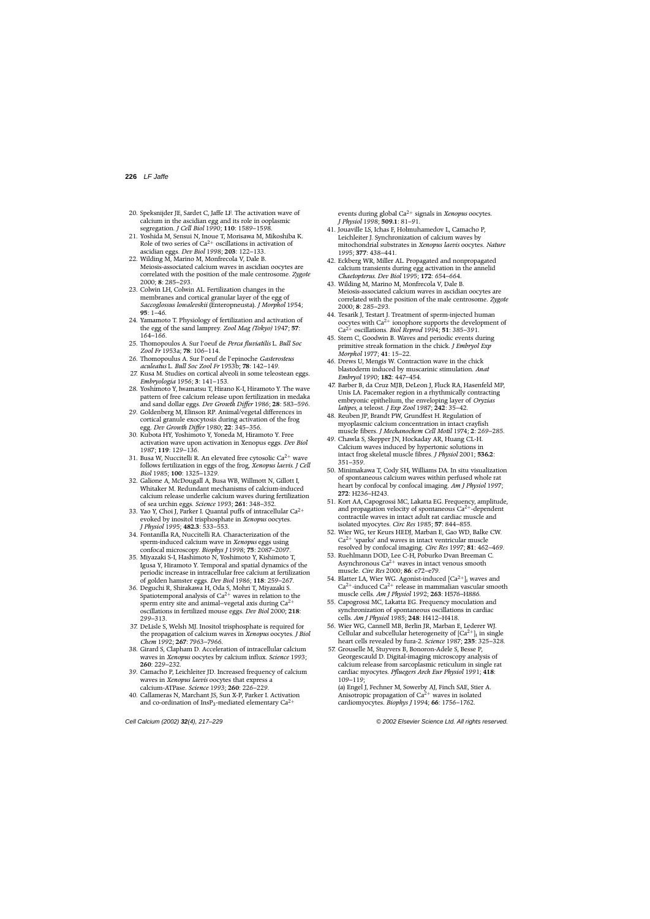20. Speksnijder JE, Sardet C, Jaffe LF. The activation wave of calcium in the ascidian egg and its role in ooplasmic segregation. *J Cell Biol* 1990; **110**: 1589–1598.
21. Yoshida M, Sensui N, Inoue T, Morisawa M, Mikoshiba K. Role of two series of $Ca^{2+}$ oscillations in activation of ascidian eggs. *Dev Biol* 1998; **203**: 122–133.
22. Wilding M, Marino M, Monfrecola V, Dale B. Meiosis-associated calcium waves in ascidian oocytes are correlated with the position of the male centrosome. *Zygote* 2000; **8**: 285–293.
23. Colwin LH, Colwin AL. Fertilization changes in the membranes and cortical granular layer of the egg of *Saccoglossus lowalevskii* (Enteropneusta). *J Morphol* 1954; **95**: 1–46.
24. Yamamoto T. Physiology of fertilization and activation of the egg of the sand lamprey. *Zool Mag (Tokyo)* 1947; **57**: 164–166.
25. Thomopoulos A. Sur l'oeuf de *Perca fluviatilis* L. *Bull Soc Zool Fr* 1953a; **78**: 106–114.
26. Thomopoulus A. Sur l'oeuf de l'epinoche *Gasterosteus aculeatus* L. *Bull Soc Zool Fr* 1953b; **78**: 142–149.
27. Kusa M. Studies on cortical alveoli in some teleostean eggs. *Embryologia* 1956; **3**: 141–153.
28. Yoshimoto Y, Iwamatsu T, Hirano K-I, Hiramoto Y. The wave pattern of free calcium release upon fertilization in medaka and sand dollar eggs. *Dev Growth Differ* 1986; **28**: 583–596.
29. Goldenberg M, Elinson RP. Animal/vegetal differences in cortical granule exocytosis during activation of the frog egg. *Dev Growth Differ* 1980; **22**: 345–356.
30. Kubota HY, Yoshimoto Y, Yoneda M, Hiramoto Y. Free activation wave upon activation in Xenopus eggs. *Dev Biol* 1987; **119**: 129–136.
31. Busa W, Nuccitelli R. An elevated free cytosolic $Ca^{2+}$ wave follows fertilization in eggs of the frog, *Xenopus laevis*. *J Cell Biol* 1985; **100**: 1325–1329.
32. Galione A, McDougall A, Busa WB, Willmott N, Gillott I, Whitaker M. Redundant mechanisms of calcium-induced calcium release underlie calcium waves during fertilization of sea urchin eggs. *Science* 1993; **261**: 348–352.
33. Yao Y, Choi J, Parker I. Quantal puffs of intracellular $Ca^{2+}$ evoked by inositol trisphosphate in *Xenopus* oocytes. *J Physiol* 1995; **482.3**: 533–553.
34. Fontanilla RA, Nuccitelli RA. Characterization of the sperm-induced calcium wave in *Xenopus* eggs using confocal microscopy. *Biophys J* 1998; **75**: 2087–2097.
35. Miyazaki S-I, Hashimoto N, Yoshimoto Y, Kishimoto T, Igusa Y, Hiramoto Y. Temporal and spatial dynamics of the periodic increase in intracellular free calcium at fertilization of golden hamster eggs. *Dev Biol* 1986; **118**: 259–267.
36. Deguchi R, Shirakawa H, Oda S, Mohri T, Miyazaki S. Spatiotemporal analysis of $Ca^{2+}$ waves in relation to the sperm entry site and animal–vegetal axis during $Ca^{2+}$ oscillations in fertilized mouse eggs. *Dev Biol* 2000; **218**: 299–313.
37. DeLisle S, Welsh MJ. Inositol trisphosphate is required for the propagation of calcium waves in *Xenopus* oocytes. *J Biol Chem* 1992; **267**: 7963–7966.
38. Girard S, Clapham D. Acceleration of intracellular calcium waves in *Xenopus* oocytes by calcium influx. *Science* 1993; **260**: 229–232.
39. Camacho P, Leichleiter JD. Increased frequency of calcium waves in *Xenopus laevis* oocytes that express a calcium-ATPase. *Science* 1993; **260**: 226–229.
40. Callameras N, Marchant JS, Sun X-P, Parker I. Activation and co-ordination of $InsP_3$-mediated elementary $Ca^{2+}$ events during global $Ca^{2+}$ signals in *Xenopus* oocytes. *J Physiol* 1998; **509.1**: 81–91.
41. Jouaville LS, Ichas F, Holmuhamedov L, Camacho P, Leichleiter J. Synchronization of calcium waves by mitochondrial substrates in *Xenopus laevis* oocytes. *Nature* 1995; **377**: 438–441.
42. Eckberg WR, Miller AL. Propagated and nonpropagated calcium transients during egg activation in the annelid *Chaetopterus*. *Dev Biol* 1995; **172**: 654–664.
43. Wilding M, Marino M, Monfrecola V, Dale B. Meiosis-associated calcium waves in ascidian oocytes are correlated with the position of the male centrosome. *Zygote* 2000; **8**: 285–293.
44. Tesarik J, Testart J. Treatment of sperm-injected human oocytes with $Ca^{2+}$ ionophore supports the development of $Ca^{2+}$ oscillations. *Biol Reprod* 1994; **51**: 385–391.
45. Stern C, Goodwin B. Waves and periodic events during primitive streak formation in the chick. *J Embryol Exp Morphol* 1977; **41**: 15–22.
46. Drews U, Mengis W. Contraction wave in the chick blastoderm induced by muscarinic stimulation. *Anat Embryol* 1990; **182**: 447–454.
47. Barber B, da Cruz MJB, DeLeon J, Fluck RA, Hasenfeld MP, Unis LA. Pacemaker region in a rhythmically contracting embryonic epithelium, the enveloping layer of *Oryzias latipes*, a teleost. *J Exp Zool* 1987; **242**: 35–42.
48. Reuben JP, Brandt PW, Grundfest H. Regulation of myoplasmic calcium concentration in intact crayfish muscle fibers. *J Mechanochem Cell Motil* 1974; **2**: 269–285.
49. Chawla S, Skepper JN, Hockaday AR, Huang CL-H. Calcium waves induced by hypertonic solutions in intact frog skeletal muscle fibres. *J Physiol* 2001; **536.2**: 351–359.
50. Minimakawa T, Cody SH, Williams DA. In situ visualization of spontaneous calcium waves within perfused whole rat heart by confocal by confocal imaging. *Am J Physiol* 1997; **272**: H236–H243.
51. Kort AA, Capogrossi MC, Lakatta EG. Frequency, amplitude, and propagation velocity of spontaneous $Ca^{2+}$-dependent contractile waves in intact adult rat cardiac muscle and isolated myocytes. *Circ Res* 1985; **57**: 844–855.
52. Wier WG, ter Keurs HEDJ, Marban E, Gao WD, Balke CW. $Ca^{2+}$ 'sparks' and waves in intact ventricular muscle resolved by confocal imaging. *Circ Res* 1997; **81**: 462–469.
53. Ruehlmann DOD, Lee C-H, Poburko Dvan Breeman C. Asynchronous $Ca^{2+}$ waves in intact venous smooth muscle. *Circ Res* 2000; **86**: e72–e79.
54. Blatter LA, Wier WG. Agonist-induced $[Ca^{2+}]_i$ waves and $Ca^{2+}$-induced $Ca^{2+}$ release in mammalian vascular smooth muscle cells. *Am J Physiol* 1992; **263**: H576–H886.
55. Capogrossi MC, Lakatta EG. Frequency moculation and synchronization of spontaneous oscillations in cardiac cells. *Am J Physiol* 1985; **248**: H412–H418.
56. Wier WG, Cannell MB, Berlin JR, Marban E, Lederer WJ. Cellular and subcellular heterogeneity of $[Ca^{2+}]_i$ in single heart cells revealed by fura-2. *Science* 1987; **235**: 325–328.
57. Grouselle M, Stuyvers B, Bonoron-Adele S, Besse P, Georgescauld D. Digital-imaging microscopy analysis of calcium release from sarcoplasmic reticulum in single rat cardiac myocytes. *Pfluegers Arch Eur Physiol* 1991; **418**: 109–119;
    (a) Engel J, Fechner M, Sowerby AJ, Finch SAE, Stier A. Anisotropic propagation of $Ca^{2+}$ waves in isolated cardiomyocytes. *Biophys J* 1994; **66**: 1756–1762.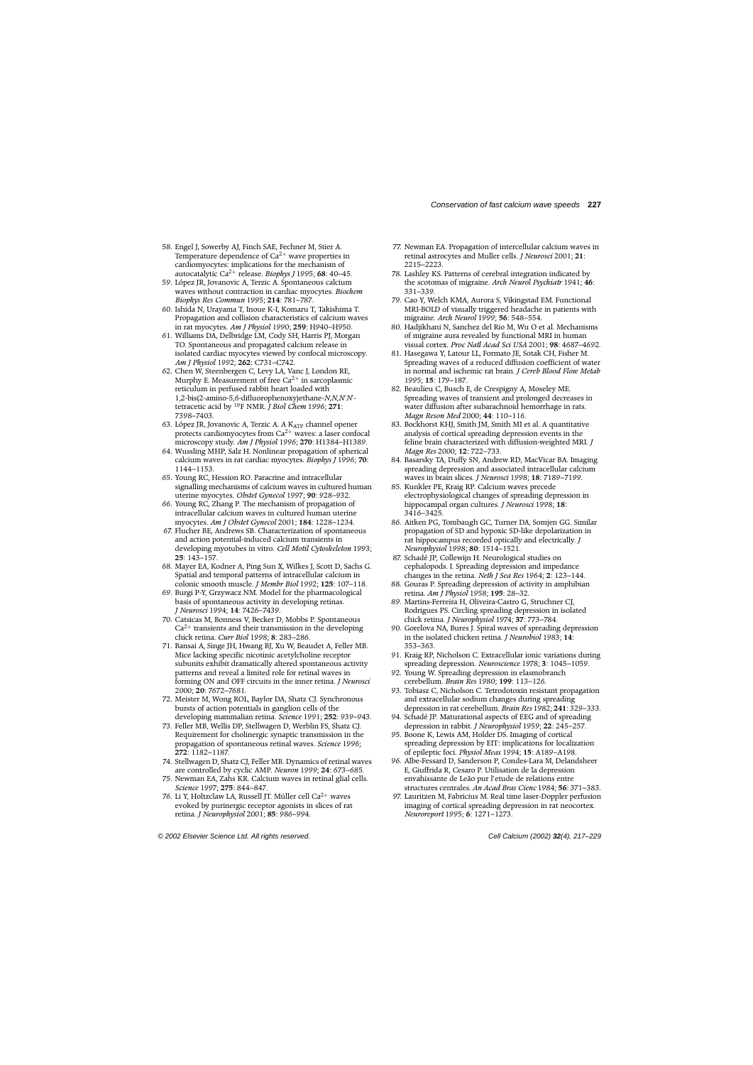58. Engel J, Sowerby AJ, Finch SAE, Fechner M, Stier A. Temperature dependence of $Ca^{2+}$ wave properties in cardiomyocytes: implications for the mechanism of autocatalytic $Ca^{2+}$ release. *Biophys J* 1995; **68**: 40–45.
59. López JR, Jovanovic A, Terzic A. Spontaneous calcium waves without contraction in cardiac myocytes. *Biochem Biophys Res Commun* 1995; **214**: 781–787.
60. Ishida N, Urayama T, Inoue K-I, Komaru T, Takishima T. Propagation and collision characteristics of calcium waves in rat myocytes. *Am J Physiol* 1990; **259**: H940–H950.
61. Williams DA, Delbridge LM, Cody SH, Harris PJ, Morgan TO. Spontaneous and propagated calcium release in isolated cardiac myocytes viewed by confocal microscopy. *Am J Physiol* 1992; **262**: C731–C742.
62. Chen W, Steenbergen C, Levy LA, Vanc J, London RE, Murphy E. Measurement of free $Ca^{2+}$ in sarcoplasmic reticulum in perfused rabbit heart loaded with 1,2-bis(2-amino-5,6-difluorophenoxy)ethane-*N,N,N′N′*-tetracetic acid by $^{19}$F NMR. *J Biol Chem* 1996; **271**: 7398–7403.
63. López JR, Jovanovic A, Terzic A. A $K_{ATP}$ channel opener protects cardiomyocytes from $Ca^{2+}$ waves: a laser confocal microscopy study. *Am J Physiol* 1996; **270**: H1384–H1389.
64. Wussling MHP, Salz H. Nonlinear propagation of spherical calcium waves in rat cardiac myocytes. *Biophys J* 1996; **70**: 1144–1153.
65. Young RC, Hession RO. Paracrine and intracellular signalling mechanisms of calcium waves in cultured human uterine myocytes. *Obstet Gynecol* 1997; **90**: 928–932.
66. Young RC, Zhang P. The mechanism of propagation of intracellular calcium waves in cultured human uterine myocytes. *Am J Obstet Gynecol* 2001; **184**: 1228–1234.
67. Flucher BE, Andrews SB. Characterization of spontaneous and action potential-induced calcium transients in developing myotubes in vitro. *Cell Motil Cytoskeleton* 1993; **25**: 143–157.
68. Mayer EA, Kodner A, Ping Sun X, Wilkes J, Scott D, Sachs G. Spatial and temporal patterns of intracellular calcium in colonic smooth muscle. *J Membr Biol* 1992; **125**: 107–118.
69. Burgi P-Y, Grzywacz NM. Model for the pharmacological basis of spontaneous activity in developing retinas. *J Neurosci* 1994; **14**: 7426–7439.
70. Catsicas M, Bonness V, Becker D, Mobbs P. Spontaneous $Ca^{2+}$ transients and their transmission in the developing chick retina. *Curr Biol* 1998; **8**: 283–286.
71. Bansai A, Singe JH, Hwang BJ, Xu W, Beaudet A, Feller MB. Mice lacking specific nicotinic acetylcholine receptor subunits exhibit dramatically altered spontaneous activity patterns and reveal a limited role for retinal waves in forming ON and OFF circuits in the inner retina. *J Neurosci* 2000; **20**: 7672–7681.
72. Meister M, Wong ROL, Baylor DA, Shatz CJ. Synchronous bursts of action potentials in ganglion cells of the developing mammalian retina. *Science* 1991; **252**: 939–943.
73. Feller MB, Wellis DP, Stellwagen D, Werblin FS, Shatz CJ. Requirement for cholinergic synaptic transmission in the propagation of spontaneous retinal waves. *Science* 1996; **272**: 1182–1187.
74. Stellwagen D, Shatz CJ, Feller MB. Dynamics of retinal waves are controlled by cyclic AMP. *Neuron* 1999; **24**: 673–685.
75. Newman EA, Zahs KR. Calcium waves in retinal glial cells. *Science* 1997; **275**: 844–847.
76. Li Y, Holtzclaw LA, Russell JT. Müller cell $Ca^{2+}$ waves evoked by purinergic receptor agonists in slices of rat retina. *J Neurophysiol* 2001; **85**: 986–994.
77. Newman EA. Propagation of intercellular calcium waves in retinal astrocytes and Muller cells. *J Neurosci* 2001; **21**: 2215–2223.
78. Lashley KS. Patterns of cerebral integration indicated by the scotomas of migraine. *Arch Neurol Psychiatr* 1941; **46**: 331–339.
79. Cao Y, Welch KMA, Aurora S, Vikingstad EM. Functional MRI-BOLD of visually triggered headache in patients with migraine. *Arch Neurol* 1999; **56**: 548–554.
80. Hadjikhani N, Sanchez del Rio M, Wu O et al. Mechanisms of migraine aura revealed by functional MRI in human visual cortex. *Proc Natl Acad Sci USA* 2001; **98**: 4687–4692.
81. Hasegawa Y, Latour LL, Formato JE, Sotak CH, Fisher M. Spreading waves of a reduced diffusion coefficient of water in normal and ischemic rat brain. *J Cereb Blood Flow Metab* 1995; **15**: 179–187.
82. Beaulieu C, Busch E, de Crespigny A, Moseley ME. Spreading waves of transient and prolonged decreases in water diffusion after subarachnoid hemorrhage in rats. *Magn Reson Med* 2000; **44**: 110–116.
83. Bockhorst KHJ, Smith JM, Smith MI et al. A quantitative analysis of cortical spreading depression events in the feline brain characterized with diffusion-weighted MRI. *J Magn Res* 2000; **12**: 722–733.
84. Basarsky TA, Duffy SN, Andrew RD, MacVicar BA. Imaging spreading depression and associated intracellular calcium waves in brain slices. *J Neurosci* 1998; **18**: 7189–7199.
85. Kunkler PE, Kraig RP. Calcium waves precede electrophysiological changes of spreading depression in hippocampal organ cultures. *J Neurosci* 1998; **18**: 3416–3425.
86. Aitken PG, Tombaugh GC, Turner DA, Somjen GG. Similar propagation of SD and hypoxic SD-like depolarization in rat hippocampus recorded optically and electrically. *J Neurophysiol* 1998; **80**: 1514–1521.
87. Schadé JP, Collewijn H. Neurological studies on cephalopods. I. Spreading depression and impedance changes in the retina. *Neth J Sea Res* 1964; **2**: 123–144.
88. Gouras P. Spreading depression of activity in amphibian retina. *Am J Physiol* 1958; **195**: 28–32.
89. Martins-Ferreira H, Oliveira-Castro G, Struchner CJ, Rodrigues PS. Circling spreading depression in isolated chick retina. *J Neurophysiol* 1974; **37**: 773–784.
90. Gorelova NA, Bures J. Spiral waves of spreading depression in the isolated chicken retina. *J Neurobiol* 1983; **14**: 353–363.
91. Kraig RP, Nicholson C. Extracellular ionic variations during spreading depression. *Neuroscience* 1978; **3**: 1045–1059.
92. Young W. Spreading depression in elasmobranch cerebellum. *Brain Res* 1980; **199**: 113–126.
93. Tobiasz C, Nicholson C. Tetrodotoxin resistant propagation and extracellular sodium changes during spreading depression in rat cerebellum. *Brain Res* 1982; **241**: 329–333.
94. Schadé JP. Maturational aspects of EEG and of spreading depression in rabbit. *J Neurophysiol* 1959; **22**: 245–257.
95. Boone K, Lewis AM, Holder DS. Imaging of cortical spreading depression by EIT: implications for localization of epileptic foci. *Physiol Meas* 1994; **15**: A189–A198.
96. Albe-Fessard D, Sanderson P, Condes-Lara M, Delandsheer E, Giuffrida R, Cesaro P. Utilisation de la depression envahissante de Leão pur l'etude de relations entre structures centrales. *An Acad Bras Cienc* 1984; **56**: 371–383.
97. Lauritzen M, Fabricius M. Real time laser-Doppler perfusion imaging of cortical spreading depression in rat neocortex. *Neuroreport* 1995; **6**: 1271–1273.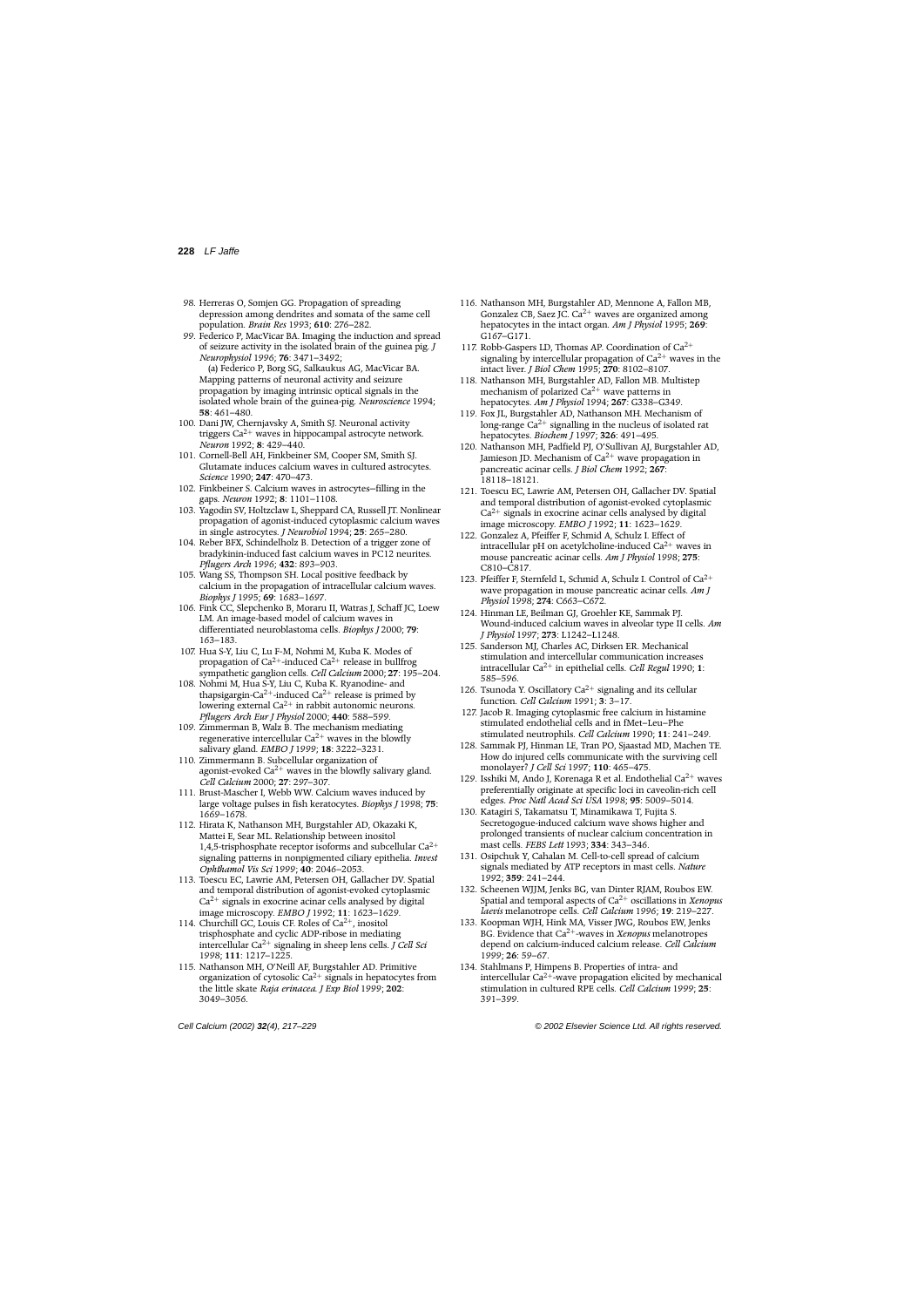98. Herreras O, Somjen GG. Propagation of spreading depression among dendrites and somata of the same cell population. *Brain Res* 1993; **610**: 276–282.
99. Federico P, MacVicar BA. Imaging the induction and spread of seizure activity in the isolated brain of the guinea pig. *J Neurophysiol* 1996; **76**: 3471–3492;
    (a) Federico P, Borg SG, Salkaukus AG, MacVicar BA. Mapping patterns of neuronal activity and seizure propagation by imaging intrinsic optical signals in the isolated whole brain of the guinea-pig. *Neuroscience* 1994; **58**: 461–480.
100. Dani JW, Chernjavsky A, Smith SJ. Neuronal activity triggers $Ca^{2+}$ waves in hippocampal astrocyte network. *Neuron* 1992; **8**: 429–440.
101. Cornell-Bell AH, Finkbeiner SM, Cooper SM, Smith SJ. Glutamate induces calcium waves in cultured astrocytes. *Science* 1990; **247**: 470–473.
102. Finkbeiner S. Calcium waves in astrocytes–filling in the gaps. *Neuron* 1992; **8**: 1101–1108.
103. Yagodin SV, Holtzclaw L, Sheppard CA, Russell JT. Nonlinear propagation of agonist-induced cytoplasmic calcium waves in single astrocytes. *J Neurobiol* 1994; **25**: 265–280.
104. Reber BFX, Schindelholz B. Detection of a trigger zone of bradykinin-induced fast calcium waves in PC12 neurites. *Pflugers Arch* 1996; **432**: 893–903.
105. Wang SS, Thompson SH. Local positive feedback by calcium in the propagation of intracellular calcium waves. *Biophys J* 1995; **69**: 1683–1697.
106. Fink CC, Slepchenko B, Moraru II, Watras J, Schaff JC, Loew LM. An image-based model of calcium waves in differentiated neuroblastoma cells. *Biophys J* 2000; **79**: 163–183.
107. Hua S-Y, Liu C, Lu F-M, Nohmi M, Kuba K. Modes of propagation of $Ca^{2+}$-induced $Ca^{2+}$ release in bullfrog sympathetic ganglion cells. *Cell Calcium* 2000; **27**: 195–204.
108. Nohmi M, Hua S-Y, Liu C, Kuba K. Ryanodine- and thapsigargin-$Ca^{2+}$-induced $Ca^{2+}$ release is primed by lowering external $Ca^{2+}$ in rabbit autonomic neurons. *Pflugers Arch Eur J Physiol* 2000; **440**: 588–599.
109. Zimmerman B, Walz B. The mechanism mediating regenerative intercellular $Ca^{2+}$ waves in the blowfly salivary gland. *EMBO J* 1999; **18**: 3222–3231.
110. Zimmermann B. Subcellular organization of agonist-evoked $Ca^{2+}$ waves in the blowfly salivary gland. *Cell Calcium* 2000; **27**: 297–307.
111. Brust-Mascher I, Webb WW. Calcium waves induced by large voltage pulses in fish keratocytes. *Biophys J* 1998; **75**: 1669–1678.
112. Hirata K, Nathanson MH, Burgstahler AD, Okazaki K, Mattei E, Sear ML. Relationship between inositol 1,4,5-trisphosphate receptor isoforms and subcellular $Ca^{2+}$ signaling patterns in nonpigmented ciliary epithelia. *Invest Ophthamol Vis Sci* 1999; **40**: 2046–2053.
113. Toescu EC, Lawrie AM, Petersen OH, Gallacher DV. Spatial and temporal distribution of agonist-evoked cytoplasmic $Ca^{2+}$ signals in exocrine acinar cells analysed by digital image microscopy. *EMBO J* 1992; **11**: 1623–1629.
114. Churchill GC, Louis CF. Roles of $Ca^{2+}$, inositol trisphosphate and cyclic ADP-ribose in mediating intercellular $Ca^{2+}$ signaling in sheep lens cells. *J Cell Sci* 1998; **111**: 1217–1225.
115. Nathanson MH, O'Neill AF, Burgstahler AD. Primitive organization of cytosolic $Ca^{2+}$ signals in hepatocytes from the little skate *Raja erinacea*. *J Exp Biol* 1999; **202**: 3049–3056.
116. Nathanson MH, Burgstahler AD, Mennone A, Fallon MB, Gonzalez CB, Saez JC. $Ca^{2+}$ waves are organized among hepatocytes in the intact organ. *Am J Physiol* 1995; **269**: G167–G171.
117. Robb-Gaspers LD, Thomas AP. Coordination of $Ca^{2+}$ signaling by intercellular propagation of $Ca^{2+}$ waves in the intact liver. *J Biol Chem* 1995; **270**: 8102–8107.
118. Nathanson MH, Burgstahler AD, Fallon MB. Multistep mechanism of polarized $Ca^{2+}$ wave patterns in hepatocytes. *Am J Physiol* 1994; **267**: G338–G349.
119. Fox JL, Burgstahler AD, Nathanson MH. Mechanism of long-range $Ca^{2+}$ signalling in the nucleus of isolated rat hepatocytes. *Biochem J* 1997; **326**: 491–495.
120. Nathanson MH, Padfield PJ, O'Sullivan AJ, Burgstahler AD, Jamieson JD. Mechanism of $Ca^{2+}$ wave propagation in pancreatic acinar cells. *J Biol Chem* 1992; **267**: 18118–18121.
121. Toescu EC, Lawrie AM, Petersen OH, Gallacher DV. Spatial and temporal distribution of agonist-evoked cytoplasmic $Ca^{2+}$ signals in exocrine acinar cells analysed by digital image microscopy. *EMBO J* 1992; **11**: 1623–1629.
122. Gonzalez A, Pfeiffer F, Schmid A, Schulz I. Effect of intracellular pH on acetylcholine-induced $Ca^{2+}$ waves in mouse pancreatic acinar cells. *Am J Physiol* 1998; **275**: C810–C817.
123. Pfeiffer F, Sternfeld L, Schmid A, Schulz I. Control of $Ca^{2+}$ wave propagation in mouse pancreatic acinar cells. *Am J Physiol* 1998; **274**: C663–C672.
124. Hinman LE, Beilman GJ, Groehler KE, Sammak PJ. Wound-induced calcium waves in alveolar type II cells. *Am J Physiol* 1997; **273**: L1242–L1248.
125. Sanderson MJ, Charles AC, Dirksen ER. Mechanical stimulation and intercellular communication increases intracellular $Ca^{2+}$ in epithelial cells. *Cell Regul* 1990; **1**: 585–596.
126. Tsunoda Y. Oscillatory $Ca^{2+}$ signaling and its cellular function. *Cell Calcium* 1991; **3**: 3–17.
127. Jacob R. Imaging cytoplasmic free calcium in histamine stimulated endothelial cells and in fMet–Leu–Phe stimulated neutrophils. *Cell Calcium* 1990; **11**: 241–249.
128. Sammak PJ, Hinman LE, Tran PO, Sjaastad MD, Machen TE. How do injured cells communicate with the surviving cell monolayer? *J Cell Sci* 1997; **110**: 465–475.
129. Isshiki M, Ando J, Korenaga R et al. Endothelial $Ca^{2+}$ waves preferentially originate at specific loci in caveolin-rich cell edges. *Proc Natl Acad Sci USA* 1998; **95**: 5009–5014.
130. Katagiri S, Takamatsu T, Minamikawa T, Fujita S. Secretogogue-induced calcium wave shows higher and prolonged transients of nuclear calcium concentration in mast cells. *FEBS Lett* 1993; **334**: 343–346.
131. Osipchuk Y, Cahalan M. Cell-to-cell spread of calcium signals mediated by ATP receptors in mast cells. *Nature* 1992; **359**: 241–244.
132. Scheenen WJJM, Jenks BG, van Dinter RJAM, Roubos EW. Spatial and temporal aspects of $Ca^{2+}$ oscillations in *Xenopus laevis* melanotrope cells. *Cell Calcium* 1996; **19**: 219–227.
133. Koopman WJH, Hink MA, Visser JWG, Roubos EW, Jenks BG. Evidence that $Ca^{2+}$-waves in *Xenopus* melanotropes depend on calcium-induced calcium release. *Cell Calcium* 1999; **26**: 59–67.
134. Stahlmans P, Himpens B. Properties of intra- and intercellular $Ca^{2+}$-wave propagation elicited by mechanical stimulation in cultured RPE cells. *Cell Calcium* 1999; **25**: 391–399.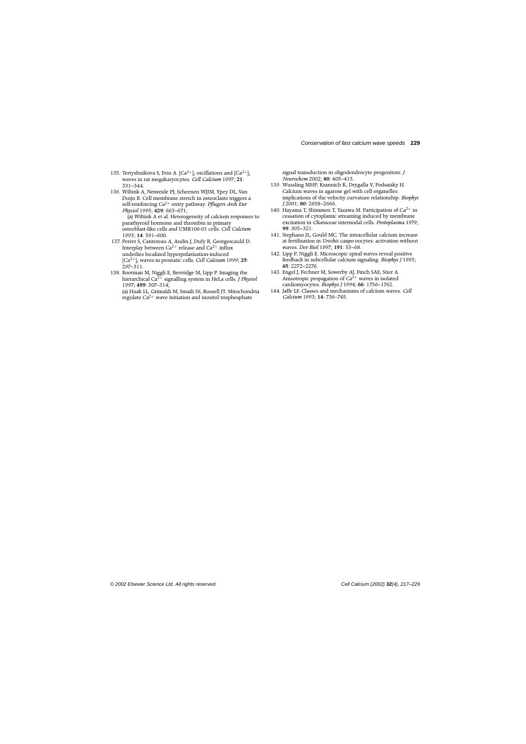135. Tertyshnikova S, Fein A. $[Ca^{2+}]_i$ oscillations and $[Ca^{2+}]_i$ waves in rat megakaryocytes. *Cell Calcium* 1997; **21**: 331–344.
136. Wiltink A, Neiweide PJ, Scheenen WJJM, Ypey DL, Van Duijn B. Cell membrane stretch in osteoclasts triggers a self-reinforcing $Ca^{2+}$ entry pathway. *Pflugers Arch Eur Physiol* 1995; **429**: 663–671;
    (a) Wiltink A et al. Heterogeneity of calcium responses to parathyroid hormone and thrombin in primary osteoblast-like cells and UMR106-01 cells. *Cell Calcium* 1993; **14**: 591–600.
137. Perret S, Cantereau A, Audin J, Dufy B, Georgescauld D. Interplay between $Ca^{2+}$ release and $Ca^{2+}$ influx underlies localized hyperpolarization-induced $[Ca^{2+}]_i$ waves in prostatic cells. *Cell Calcium* 1999; **25**: 297–311.
138. Bootman M, Niggli E, Berrridge M, Lipp P. Imaging the hierarchical $Ca^{2+}$ signalling system in HeLa cells. *J Physiol* 1997; **499**: 307–314;
    (a) Haak LL, Grimaldi M, Smaili SS, Russell JT. Mitochondria regulate $Ca^{2+}$ wave initiation and inositol trisphosphate signal transduction in oligodendrocyte progenitors. *J Neurochem* 2002; **80**: 405–415.
139. Wussling MHP, Krannich K, Drygalla V, Podsaisky H. Calcium waves in agarose gel with cell organelles: implications of the velocity curvature relationship. *Biophys J* 2001; **80**: 2658–2666.
140. Hayama T, Shimmen T, Tazawa M. Participation of $Ca^{2+}$ in cessation of cytoplamic streaming induced by membrane excitation in *Characeae* internodal cells. *Protoplasma* 1979; **99**: 305–321.
141. Stephano JL, Gould MC. The intracellular calcium increase at fertilization in *Urechis caupo* oocytes: activation without waves. *Dev Biol* 1997; **191**: 53–68.
142. Lipp P, Niggli E. Microscopic spiral waves reveal positive feedback in subcellular calcium signaling. *Biophys J* 1993; **65**: 2272–2276.
143. Engel J, Fechner M, Sowerby AJ, Finch SAE, Stier A. Anisotropic propagation of $Ca^{2+}$ waves in isolated cardiomyocytes. *Biophys J* 1994; **66**: 1756–1762.
144. Jaffe LF. Classes and mechanisms of calcium waves. *Cell Calcium* 1993; **14**: 736–745.